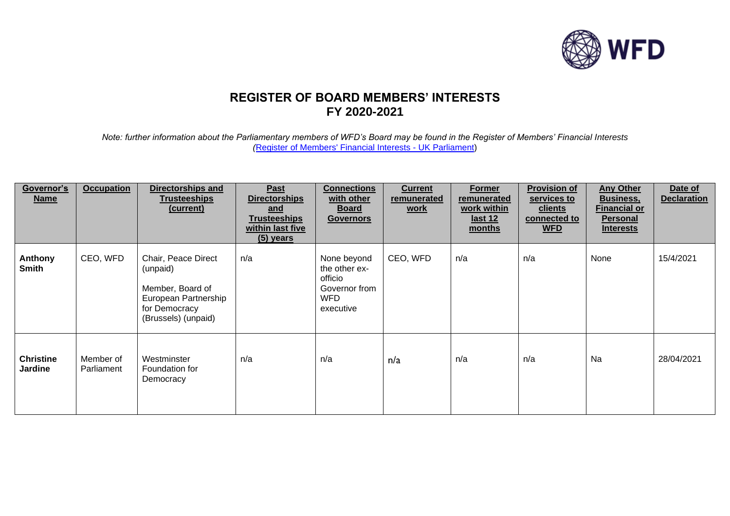# REGISTER OF BOARD MEMBERS' INTERESTS
## FY 2020-2021

*Note: further information about the Parliamentary members of WFD's Board may be found in the Register of Members' Financial Interests (*[Register of Members' Financial Interests - UK Parliament]*)*

| Governor's Name | Occupation | Directorships and Trusteeships (current) | Past Directorships and Trusteeships within last five (5) years | Connections with other Board Governors | Current remunerated work | Former remunerated work within last 12 months | Provision of services to clients connected to WFD | Any Other Business, Financial or Personal Interests | Date of Declaration |
|---|---|---|---|---|---|---|---|---|---|
| **Anthony Smith** | CEO, WFD | Chair, Peace Direct (unpaid)<br><br>Member, Board of European Partnership for Democracy (Brussels) (unpaid) | n/a | None beyond the other ex-officio Governor from WFD executive | CEO, WFD | n/a | n/a | None | 15/4/2021 |
| **Christine Jardine** | Member of Parliament | Westminster Foundation for Democracy | n/a | n/a | n/a | n/a | n/a | Na | 28/04/2021 |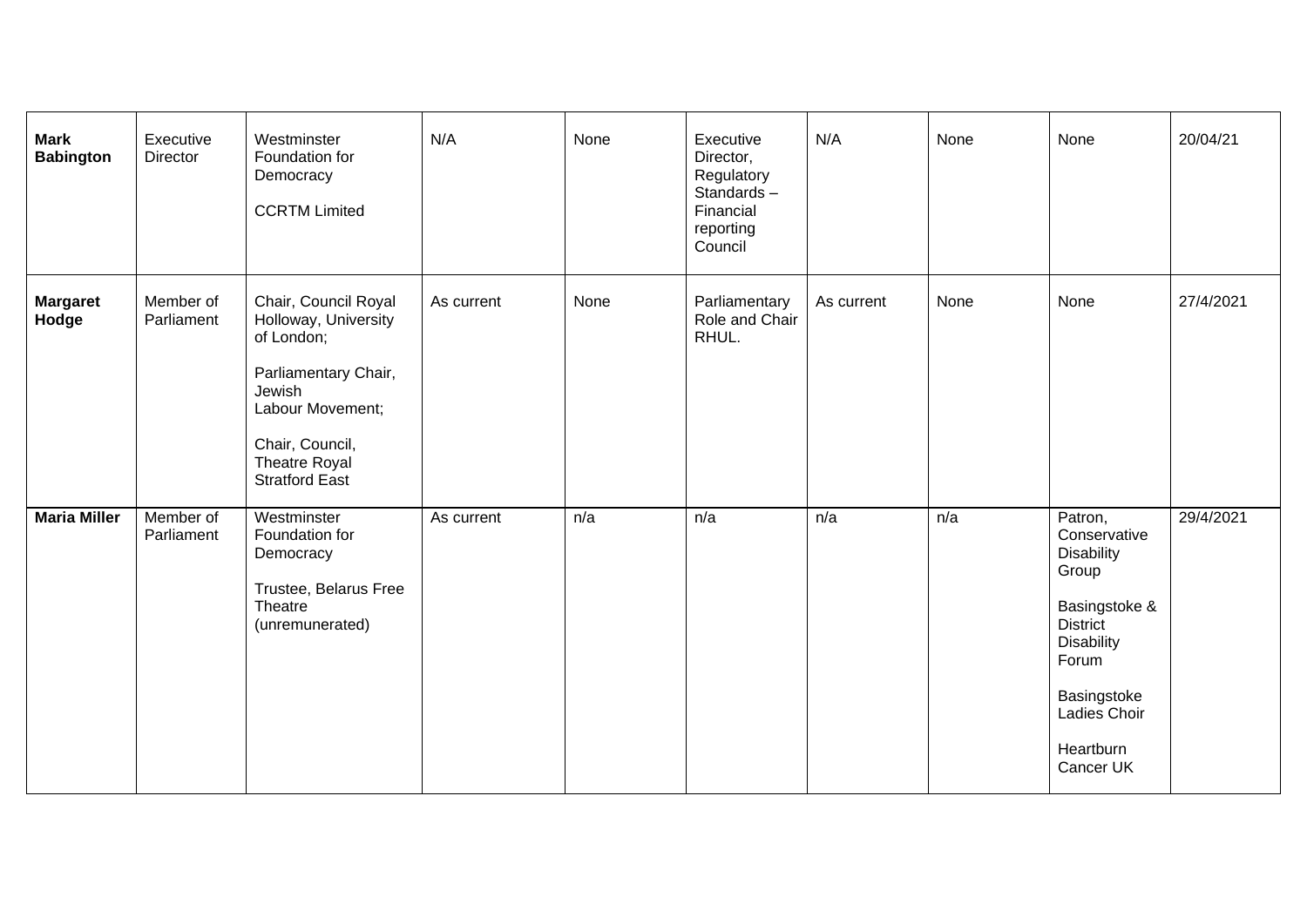| | | | | | | | | | |
|---|---|---|---|---|---|---|---|---|---|
| **Mark Babington** | Executive Director | Westminster Foundation for Democracy<br><br>CCRTM Limited | N/A | None | Executive Director, Regulatory Standards – Financial reporting Council | N/A | None | None | 20/04/21 |
| **Margaret Hodge** | Member of Parliament | Chair, Council Royal Holloway, University of London;<br><br>Parliamentary Chair, Jewish Labour Movement;<br><br>Chair, Council, Theatre Royal Stratford East | As current | None | Parliamentary Role and Chair RHUL. | As current | None | None | 27/4/2021 |
| **Maria Miller** | Member of Parliament | Westminster Foundation for Democracy<br><br>Trustee, Belarus Free Theatre (unremunerated) | As current | n/a | n/a | n/a | n/a | Patron, Conservative Disability Group<br><br>Basingstoke & District Disability Forum<br><br>Basingstoke Ladies Choir<br><br>Heartburn Cancer UK | 29/4/2021 |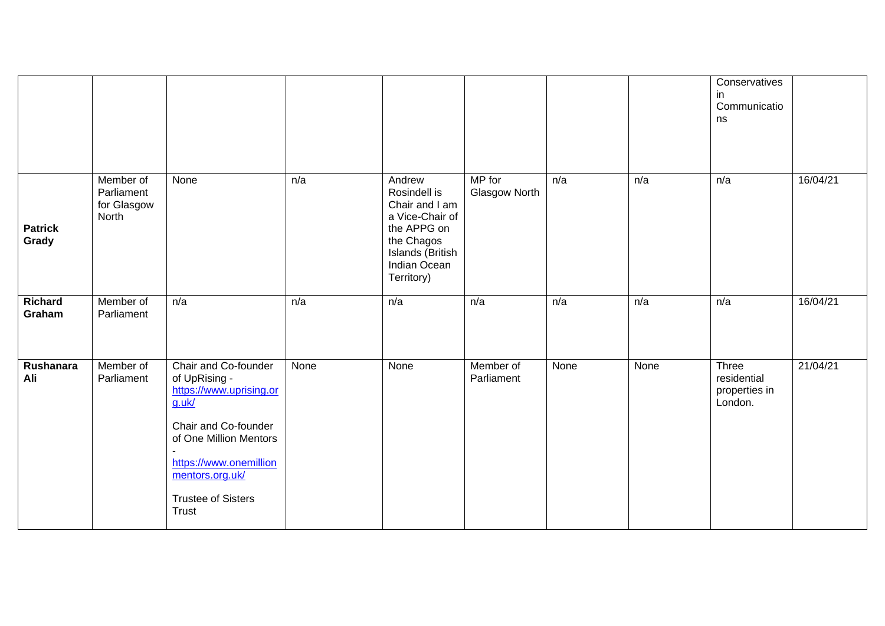| | | | | | | | | | |
|---|---|---|---|---|---|---|---|---|---|
| | | | | | | | | Conservatives in Communications | |
| **Patrick Grady** | Member of Parliament for Glasgow North | None | n/a | Andrew Rosindell is Chair and I am a Vice-Chair of the APPG on the Chagos Islands (British Indian Ocean Territory) | MP for Glasgow North | n/a | n/a | n/a | 16/04/21 |
| **Richard Graham** | Member of Parliament | n/a | n/a | n/a | n/a | n/a | n/a | n/a | 16/04/21 |
| **Rushanara Ali** | Member of Parliament | Chair and Co-founder of UpRising - https://www.uprising.org.uk/<br><br>Chair and Co-founder of One Million Mentors - https://www.onemillionmentors.org.uk/<br><br>Trustee of Sisters Trust | None | None | Member of Parliament | None | None | Three residential properties in London. | 21/04/21 |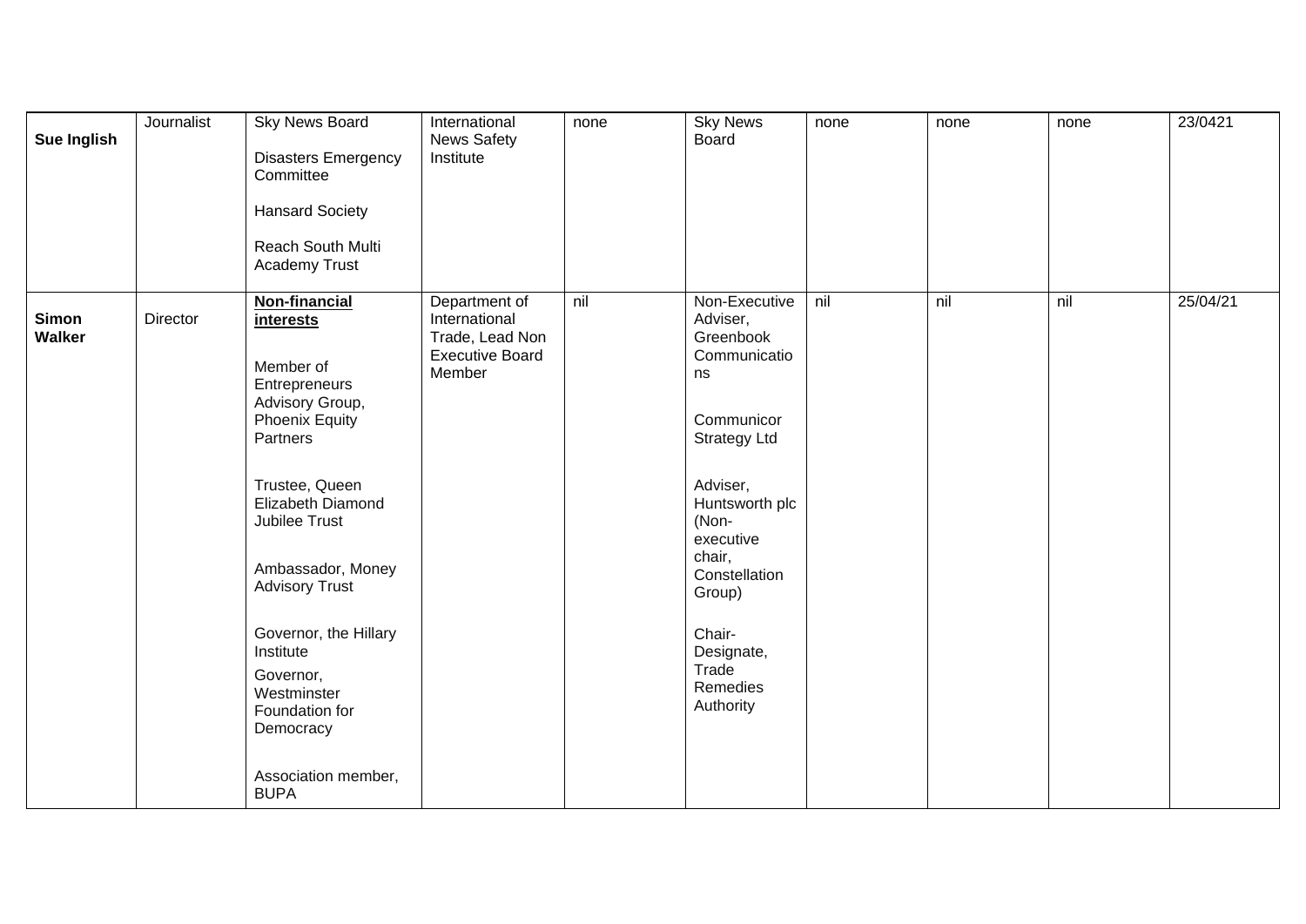| **Sue Inglish** | Journalist | Sky News Board<br><br>Disasters Emergency Committee<br><br>Hansard Society<br><br>Reach South Multi Academy Trust | International News Safety Institute | none | Sky News Board | none | none | none | 23/0421 |
|---|---|---|---|---|---|---|---|---|---|
| **Simon Walker** | Director | **Non-financial interests**<br><br>Member of Entrepreneurs Advisory Group, Phoenix Equity Partners<br><br>Trustee, Queen Elizabeth Diamond Jubilee Trust<br><br>Ambassador, Money Advisory Trust<br><br>Governor, the Hillary Institute<br><br>Governor, Westminster Foundation for Democracy<br><br>Association member, BUPA | Department of International Trade, Lead Non Executive Board Member | nil | Non-Executive Adviser, Greenbook Communications<br><br>Communicor Strategy Ltd<br><br>Adviser, Huntsworth plc (Non-executive chair, Constellation Group)<br><br>Chair-Designate, Trade Remedies Authority | nil | nil | nil | 25/04/21 |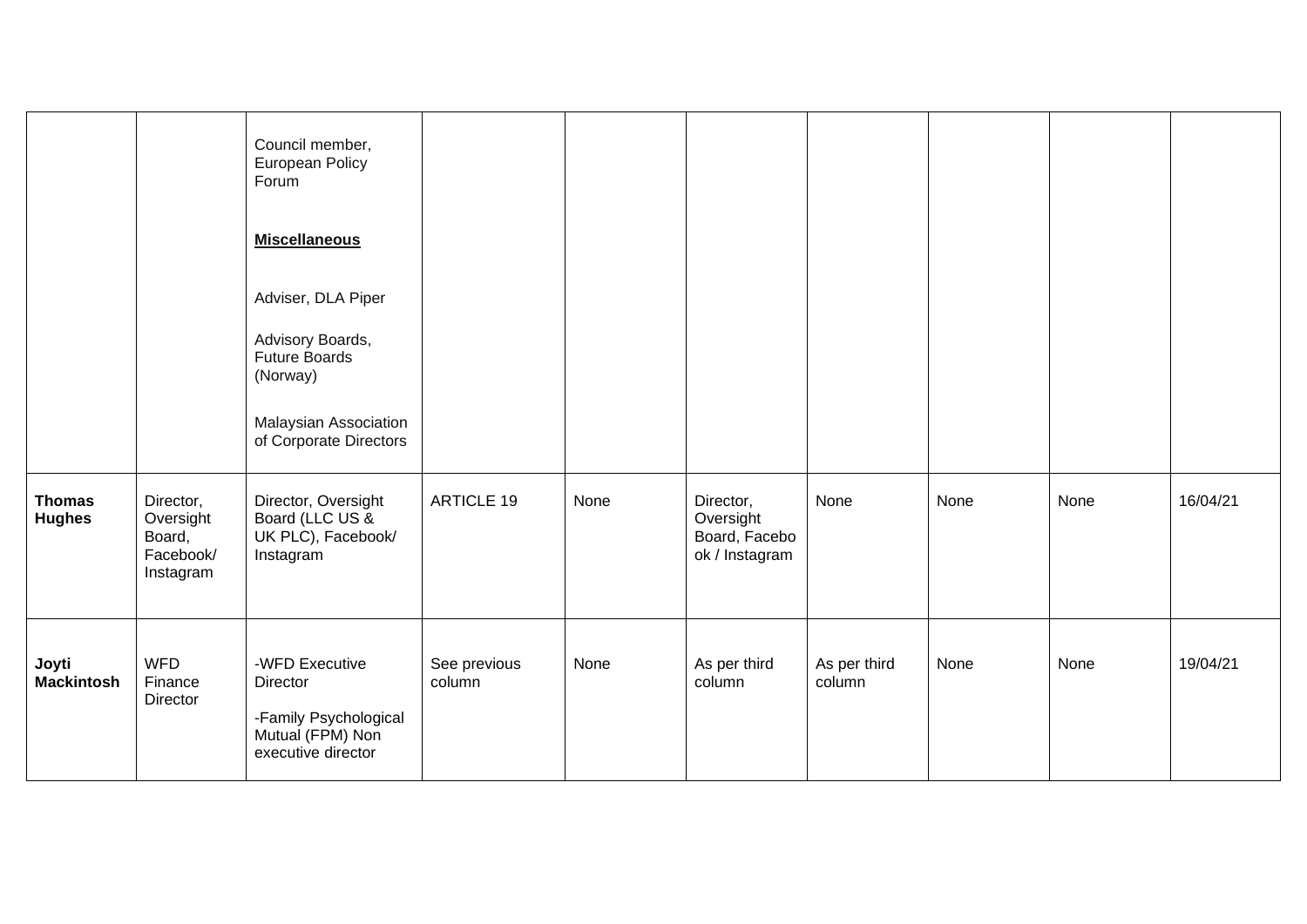| | | | | | | | | | |
|---|---|---|---|---|---|---|---|---|---|
| | | Council member, European Policy Forum<br><br>**Miscellaneous**<br><br>Adviser, DLA Piper<br><br>Advisory Boards, Future Boards (Norway)<br><br>Malaysian Association of Corporate Directors | | | | | | | |
| **Thomas Hughes** | Director, Oversight Board, Facebook/ Instagram | Director, Oversight Board (LLC US & UK PLC), Facebook/ Instagram | ARTICLE 19 | None | Director, Oversight Board, Facebook / Instagram | None | None | None | 16/04/21 |
| **Joyti Mackintosh** | WFD Finance Director | -WFD Executive Director<br><br>-Family Psychological Mutual (FPM) Non executive director | See previous column | None | As per third column | As per third column | None | None | 19/04/21 |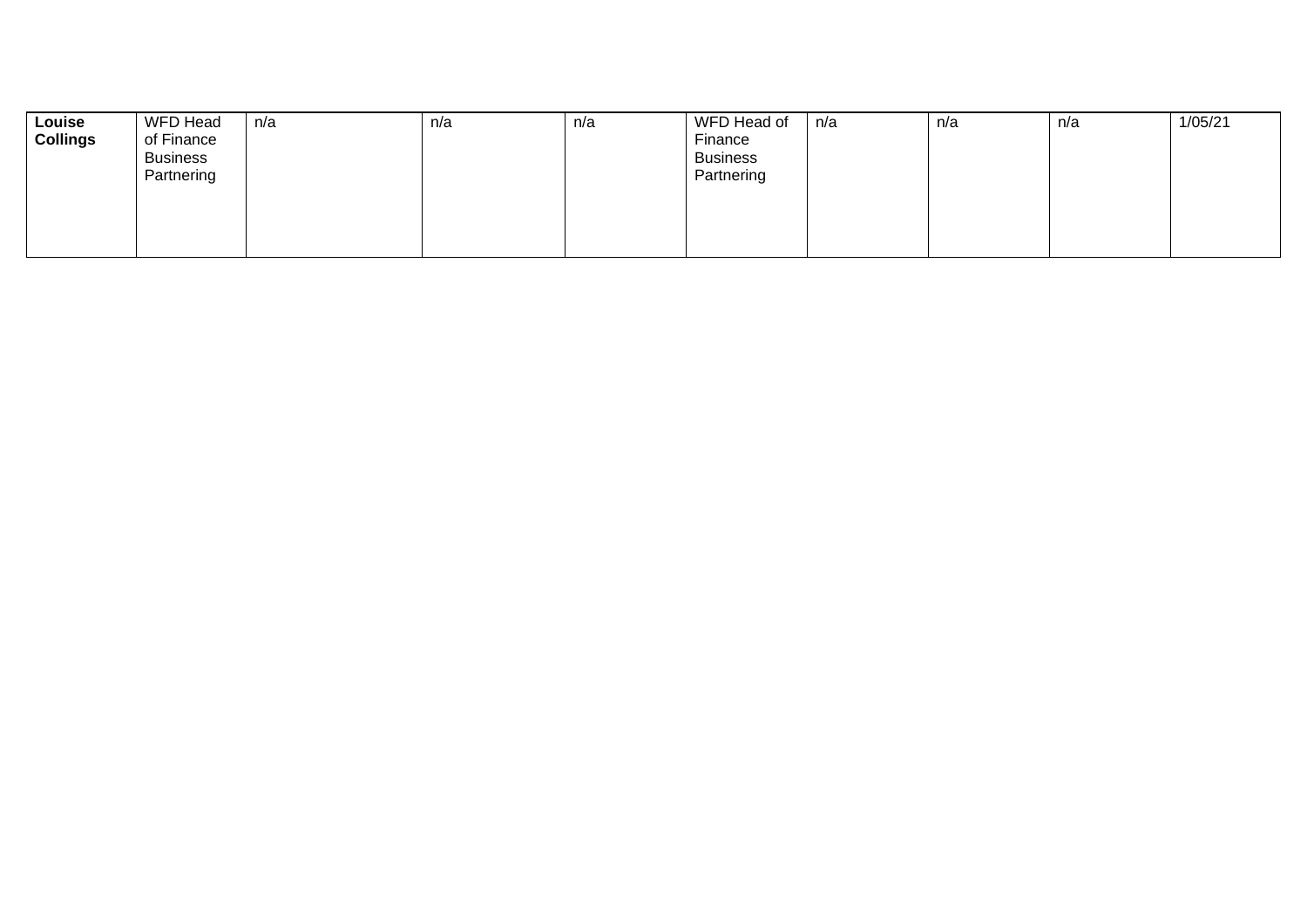| | | | | | | | | | |
|---|---|---|---|---|---|---|---|---|---|
| **Louise Collings** | WFD Head of Finance Business Partnering | n/a | n/a | n/a | WFD Head of Finance Business Partnering | n/a | n/a | n/a | 1/05/21 |